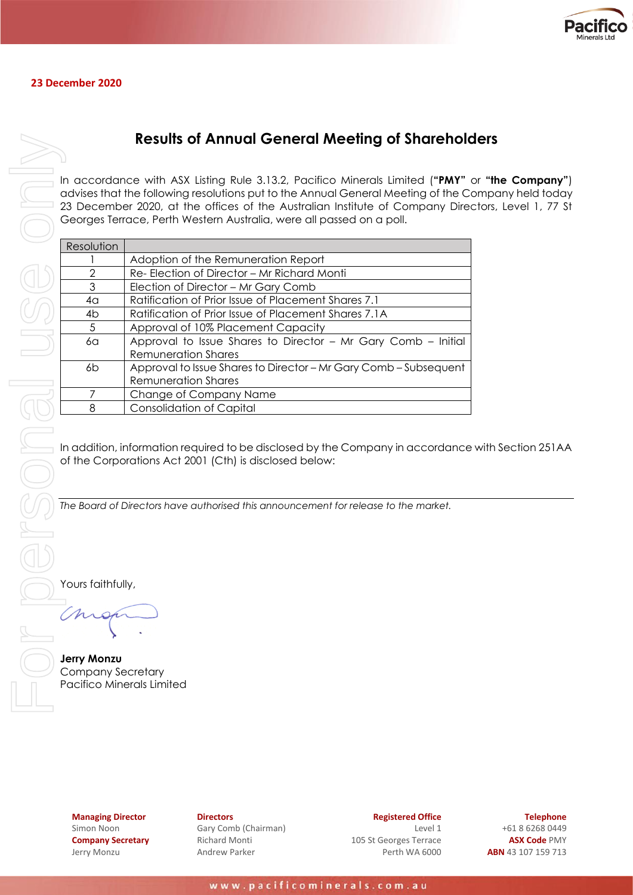**23 December 2020**

# Results of Annual General Meeting of Shareholders

In accordance with ASX Listing Rule 3.13.2, Pacifico Minerals Limited (**"PMY"** or **"the Company"**) advises that the following resolutions put to the Annual General Meeting of the Company held today 23 December 2020, at the offices of the Australian Institute of Company Directors, Level 1, 77 St Georges Terrace, Perth Western Australia, were all passed on a poll.

| Resolution | |
|---|---|
| 1 | Adoption of the Remuneration Report |
| 2 | Re- Election of Director – Mr Richard Monti |
| 3 | Election of Director – Mr Gary Comb |
| 4a | Ratification of Prior Issue of Placement Shares 7.1 |
| 4b | Ratification of Prior Issue of Placement Shares 7.1A |
| 5 | Approval of 10% Placement Capacity |
| 6a | Approval to Issue Shares to Director – Mr Gary Comb – Initial Remuneration Shares |
| 6b | Approval to Issue Shares to Director – Mr Gary Comb – Subsequent Remuneration Shares |
| 7 | Change of Company Name |
| 8 | Consolidation of Capital |

In addition, information required to be disclosed by the Company in accordance with Section 251AA of the Corporations Act 2001 (Cth) is disclosed below:

---

*The Board of Directors have authorised this announcement for release to the market.*

Yours faithfully,

**Jerry Monzu**
Company Secretary
Pacifico Minerals Limited

**Managing Director**
Simon Noon
**Company Secretary**
Jerry Monzu

**Directors**
Gary Comb (Chairman)
Richard Monti
Andrew Parker

**Registered Office**
Level 1
105 St Georges Terrace
Perth WA 6000

**Telephone**
+61 8 6268 0449
**ASX Code** PMY
**ABN** 43 107 159 713

www.pacificominerals.com.au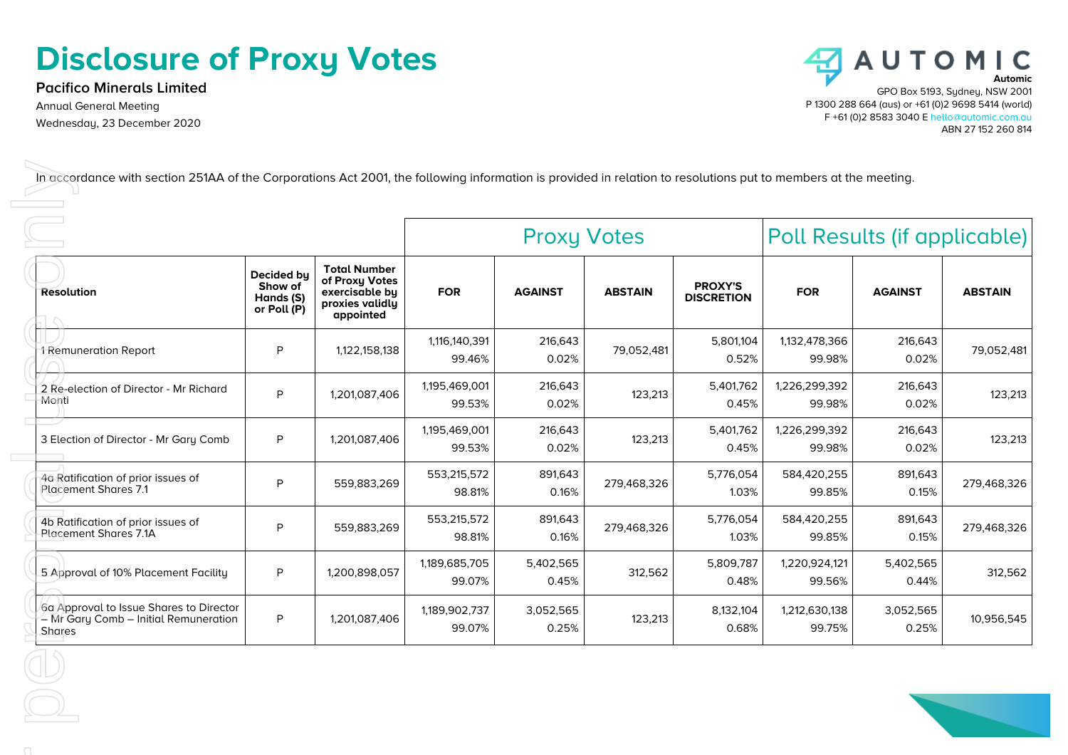# Disclosure of Proxy Votes

**Pacifico Minerals Limited**

Annual General Meeting

Wednesday, 23 December 2020

**Automic**

GPO Box 5193, Sydney, NSW 2001

P 1300 288 664 (aus) or +61 (0)2 9698 5414 (world)

F +61 (0)2 8583 3040 E hello@automic.com.au

ABN 27 152 260 814

In accordance with section 251AA of the Corporations Act 2001, the following information is provided in relation to resolutions put to members at the meeting.

| | | | Proxy Votes | | | | Poll Results (if applicable) | | |
|---|---|---|---|---|---|---|---|---|---|
| **Resolution** | **Decided by Show of Hands (S) or Poll (P)** | **Total Number of Proxy Votes exercisable by proxies validly appointed** | **FOR** | **AGAINST** | **ABSTAIN** | **PROXY'S DISCRETION** | **FOR** | **AGAINST** | **ABSTAIN** |
| 1 Remuneration Report | P | 1,122,158,138 | 1,116,140,391 99.46% | 216,643 0.02% | 79,052,481 | 5,801,104 0.52% | 1,132,478,366 99.98% | 216,643 0.02% | 79,052,481 |
| 2 Re-election of Director - Mr Richard Monti | P | 1,201,087,406 | 1,195,469,001 99.53% | 216,643 0.02% | 123,213 | 5,401,762 0.45% | 1,226,299,392 99.98% | 216,643 0.02% | 123,213 |
| 3 Election of Director - Mr Gary Comb | P | 1,201,087,406 | 1,195,469,001 99.53% | 216,643 0.02% | 123,213 | 5,401,762 0.45% | 1,226,299,392 99.98% | 216,643 0.02% | 123,213 |
| 4a Ratification of prior issues of Placement Shares 7.1 | P | 559,883,269 | 553,215,572 98.81% | 891,643 0.16% | 279,468,326 | 5,776,054 1.03% | 584,420,255 99.85% | 891,643 0.15% | 279,468,326 |
| 4b Ratification of prior issues of Placement Shares 7.1A | P | 559,883,269 | 553,215,572 98.81% | 891,643 0.16% | 279,468,326 | 5,776,054 1.03% | 584,420,255 99.85% | 891,643 0.15% | 279,468,326 |
| 5 Approval of 10% Placement Facility | P | 1,200,898,057 | 1,189,685,705 99.07% | 5,402,565 0.45% | 312,562 | 5,809,787 0.48% | 1,220,924,121 99.56% | 5,402,565 0.44% | 312,562 |
| 6a Approval to Issue Shares to Director – Mr Gary Comb – Initial Remuneration Shares | P | 1,201,087,406 | 1,189,902,737 99.07% | 3,052,565 0.25% | 123,213 | 8,132,104 0.68% | 1,212,630,138 99.75% | 3,052,565 0.25% | 10,956,545 |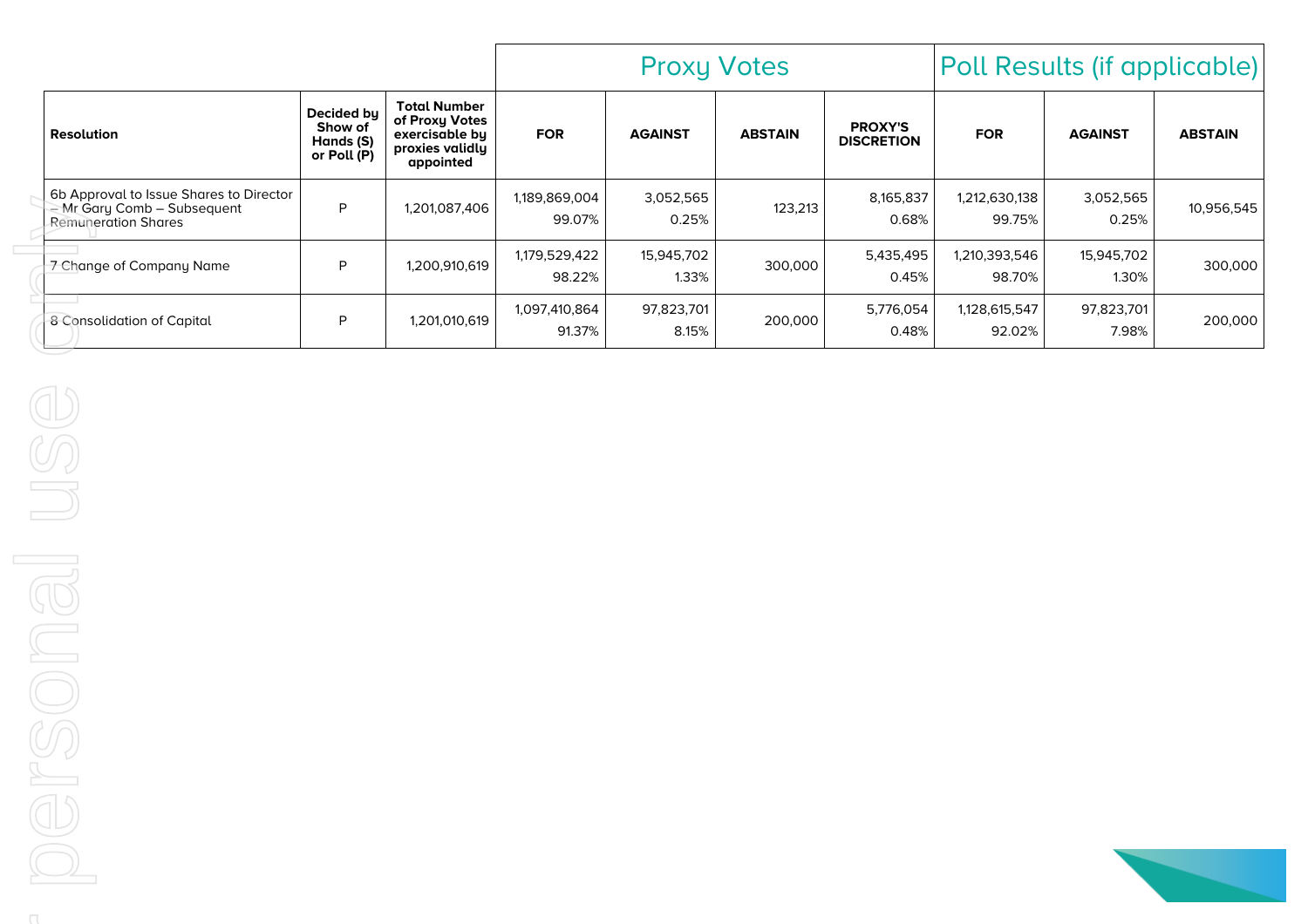| | | | Proxy Votes | | | | Poll Results (if applicable) | | |
|---|---|---|---|---|---|---|---|---|---|
| **Resolution** | **Decided by Show of Hands (S) or Poll (P)** | **Total Number of Proxy Votes exercisable by proxies validly appointed** | **FOR** | **AGAINST** | **ABSTAIN** | **PROXY'S DISCRETION** | **FOR** | **AGAINST** | **ABSTAIN** |
| 6b Approval to Issue Shares to Director – Mr Gary Comb – Subsequent Remuneration Shares | P | 1,201,087,406 | 1,189,869,004 99.07% | 3,052,565 0.25% | 123,213 | 8,165,837 0.68% | 1,212,630,138 99.75% | 3,052,565 0.25% | 10,956,545 |
| 7 Change of Company Name | P | 1,200,910,619 | 1,179,529,422 98.22% | 15,945,702 1.33% | 300,000 | 5,435,495 0.45% | 1,210,393,546 98.70% | 15,945,702 1.30% | 300,000 |
| 8 Consolidation of Capital | P | 1,201,010,619 | 1,097,410,864 91.37% | 97,823,701 8.15% | 200,000 | 5,776,054 0.48% | 1,128,615,547 92.02% | 97,823,701 7.98% | 200,000 |